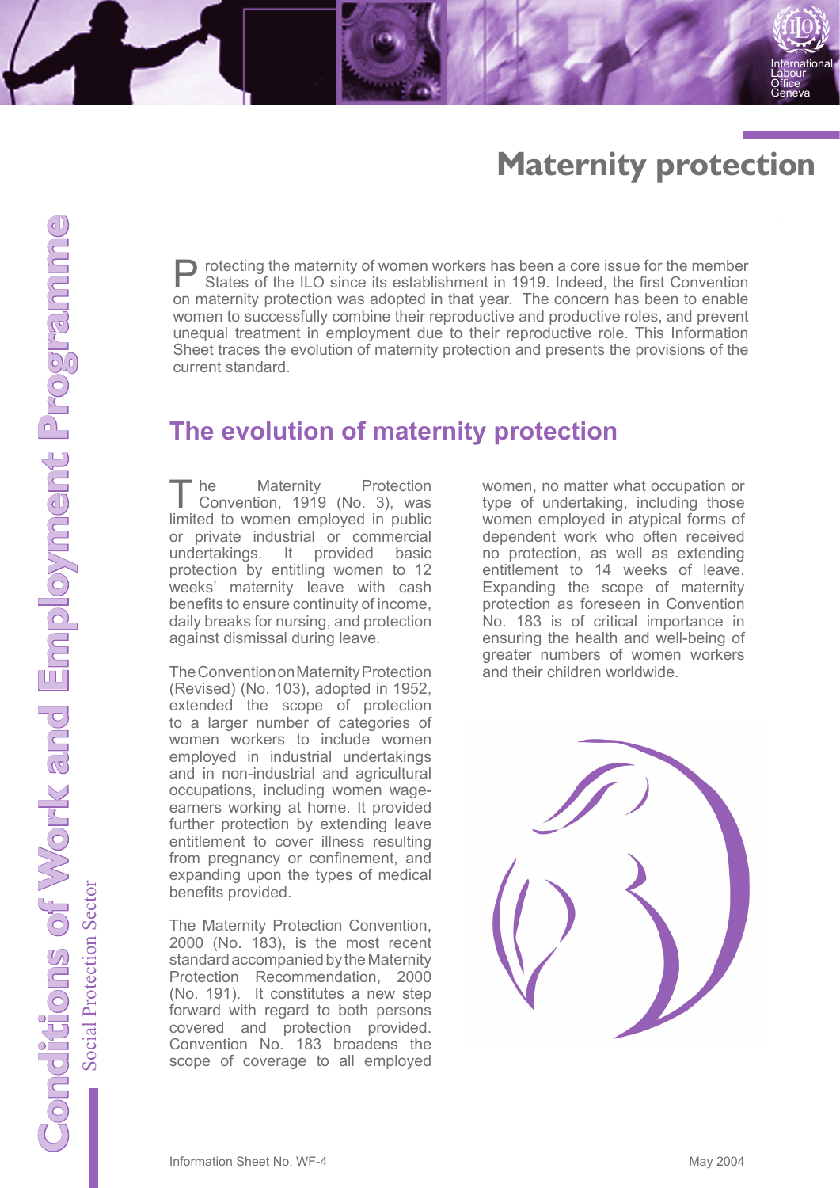# Maternity protection

Protecting the maternity of women workers has been a core issue for the member States of the ILO since its establishment in 1919. Indeed, the first Convention on maternity protection was adopted in that year. The concern has been to enable women to successfully combine their reproductive and productive roles, and prevent unequal treatment in employment due to their reproductive role. This Information Sheet traces the evolution of maternity protection and presents the provisions of the current standard.

## The evolution of maternity protection

The Maternity Protection Convention, 1919 (No. 3), was limited to women employed in public or private industrial or commercial undertakings. It provided basic protection by entitling women to 12 weeks' maternity leave with cash benefits to ensure continuity of income, daily breaks for nursing, and protection against dismissal during leave.

The Convention on Maternity Protection (Revised) (No. 103), adopted in 1952, extended the scope of protection to a larger number of categories of women workers to include women employed in industrial undertakings and in non-industrial and agricultural occupations, including women wage-earners working at home. It provided further protection by extending leave entitlement to cover illness resulting from pregnancy or confinement, and expanding upon the types of medical benefits provided.

The Maternity Protection Convention, 2000 (No. 183), is the most recent standard accompanied by the Maternity Protection Recommendation, 2000 (No. 191). It constitutes a new step forward with regard to both persons covered and protection provided. Convention No. 183 broadens the scope of coverage to all employed women, no matter what occupation or type of undertaking, including those women employed in atypical forms of dependent work who often received no protection, as well as extending entitlement to 14 weeks of leave. Expanding the scope of maternity protection as foreseen in Convention No. 183 is of critical importance in ensuring the health and well-being of greater numbers of women workers and their children worldwide.

Information Sheet No. WF-4

May 2004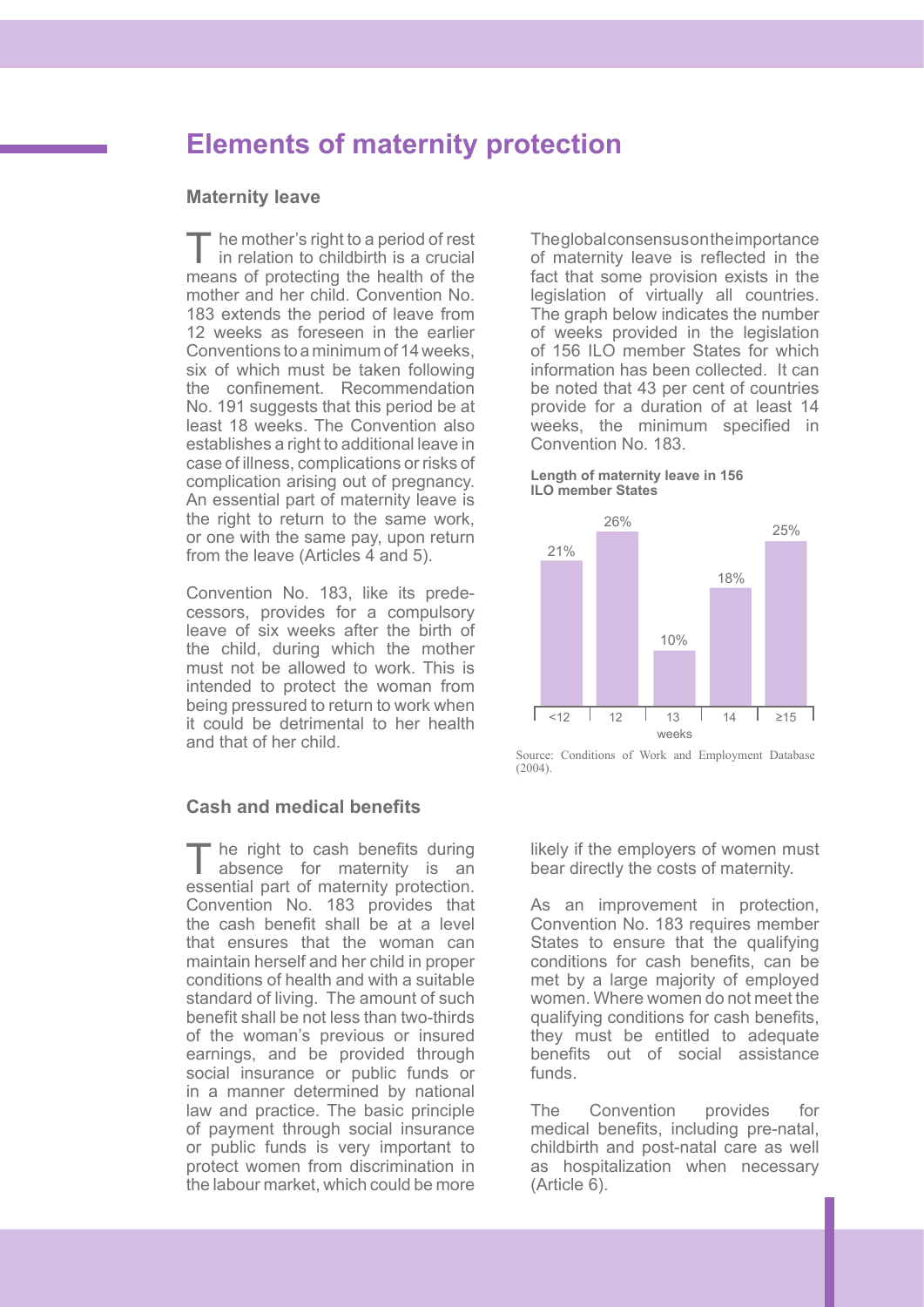# Elements of maternity protection

## Maternity leave

The mother's right to a period of rest in relation to childbirth is a crucial means of protecting the health of the mother and her child. Convention No. 183 extends the period of leave from 12 weeks as foreseen in the earlier Conventions to a minimum of 14 weeks, six of which must be taken following the confinement. Recommendation No. 191 suggests that this period be at least 18 weeks. The Convention also establishes a right to additional leave in case of illness, complications or risks of complication arising out of pregnancy. An essential part of maternity leave is the right to return to the same work, or one with the same pay, upon return from the leave (Articles 4 and 5).

Convention No. 183, like its predecessors, provides for a compulsory leave of six weeks after the birth of the child, during which the mother must not be allowed to work. This is intended to protect the woman from being pressured to return to work when it could be detrimental to her health and that of her child.

The global consensus on the importance of maternity leave is reflected in the fact that some provision exists in the legislation of virtually all countries. The graph below indicates the number of weeks provided in the legislation of 156 ILO member States for which information has been collected. It can be noted that 43 per cent of countries provide for a duration of at least 14 weeks, the minimum specified in Convention No. 183.

**Length of maternity leave in 156 ILO member States**

| Weeks | <12 | 12 | 13 | 14 | ≥15 |
|---|---|---|---|---|---|
| Share of States | 21% | 26% | 10% | 18% | 25% |

Source: Conditions of Work and Employment Database (2004).

## Cash and medical benefits

The right to cash benefits during absence for maternity is an essential part of maternity protection. Convention No. 183 provides that the cash benefit shall be at a level that ensures that the woman can maintain herself and her child in proper conditions of health and with a suitable standard of living. The amount of such benefit shall be not less than two-thirds of the woman's previous or insured earnings, and be provided through social insurance or public funds or in a manner determined by national law and practice. The basic principle of payment through social insurance or public funds is very important to protect women from discrimination in the labour market, which could be more likely if the employers of women must bear directly the costs of maternity.

As an improvement in protection, Convention No. 183 requires member States to ensure that the qualifying conditions for cash benefits, can be met by a large majority of employed women. Where women do not meet the qualifying conditions for cash benefits, they must be entitled to adequate benefits out of social assistance funds.

The Convention provides for medical benefits, including pre-natal, childbirth and post-natal care as well as hospitalization when necessary (Article 6).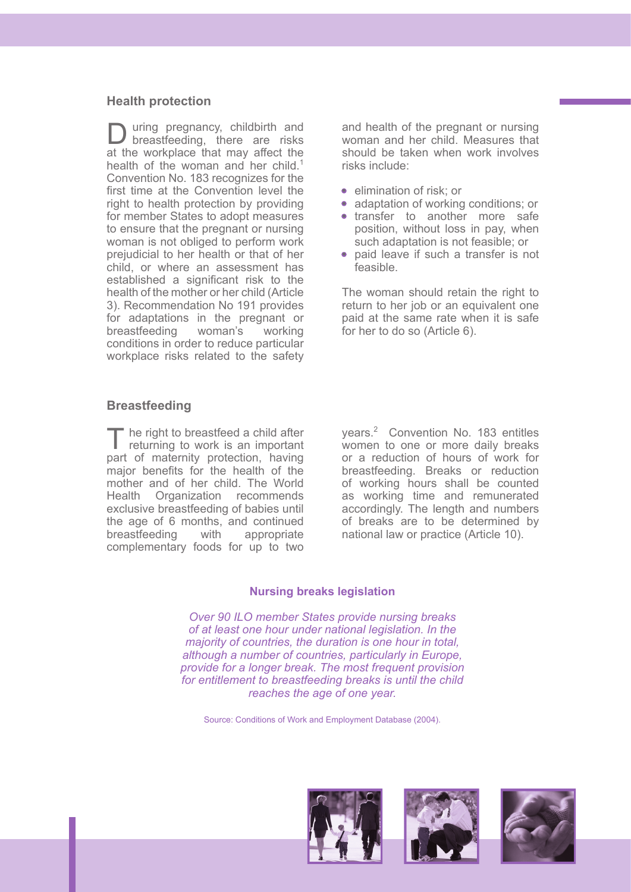## Health protection

During pregnancy, childbirth and breastfeeding, there are risks at the workplace that may affect the health of the woman and her child.[1] Convention No. 183 recognizes for the first time at the Convention level the right to health protection by providing for member States to adopt measures to ensure that the pregnant or nursing woman is not obliged to perform work prejudicial to her health or that of her child, or where an assessment has established a significant risk to the health of the mother or her child (Article 3). Recommendation No 191 provides for adaptations in the pregnant or breastfeeding woman's working conditions in order to reduce particular workplace risks related to the safety and health of the pregnant or nursing woman and her child. Measures that should be taken when work involves risks include:

- elimination of risk; or
- adaptation of working conditions; or
- transfer to another more safe position, without loss in pay, when such adaptation is not feasible; or
- paid leave if such a transfer is not feasible.

The woman should retain the right to return to her job or an equivalent one paid at the same rate when it is safe for her to do so (Article 6).

## Breastfeeding

The right to breastfeed a child after returning to work is an important part of maternity protection, having major benefits for the health of the mother and of her child. The World Health Organization recommends exclusive breastfeeding of babies until the age of 6 months, and continued breastfeeding with appropriate complementary foods for up to two years.[2] Convention No. 183 entitles women to one or more daily breaks or a reduction of hours of work for breastfeeding. Breaks or reduction of working hours shall be counted as working time and remunerated accordingly. The length and numbers of breaks are to be determined by national law or practice (Article 10).

### Nursing breaks legislation

*Over 90 ILO member States provide nursing breaks of at least one hour under national legislation. In the majority of countries, the duration is one hour in total, although a number of countries, particularly in Europe, provide for a longer break. The most frequent provision for entitlement to breastfeeding breaks is until the child reaches the age of one year.*

Source: Conditions of Work and Employment Database (2004).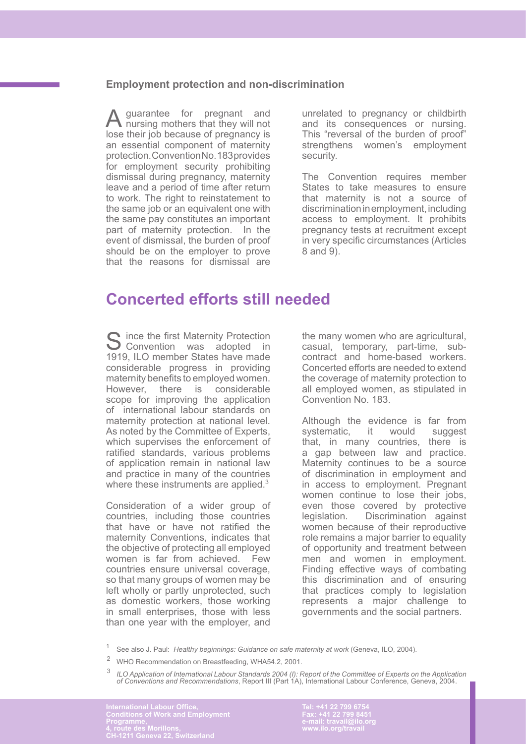### Employment protection and non-discrimination

A guarantee for pregnant and nursing mothers that they will not lose their job because of pregnancy is an essential component of maternity protection. Convention No. 183 provides for employment security prohibiting dismissal during pregnancy, maternity leave and a period of time after return to work. The right to reinstatement to the same job or an equivalent one with the same pay constitutes an important part of maternity protection. In the event of dismissal, the burden of proof should be on the employer to prove that the reasons for dismissal are unrelated to pregnancy or childbirth and its consequences or nursing. This "reversal of the burden of proof" strengthens women's employment security.

The Convention requires member States to take measures to ensure that maternity is not a source of discrimination in employment, including access to employment. It prohibits pregnancy tests at recruitment except in very specific circumstances (Articles 8 and 9).

## Concerted efforts still needed

Since the first Maternity Protection Convention was adopted in 1919, ILO member States have made considerable progress in providing maternity benefits to employed women. However, there is considerable scope for improving the application of international labour standards on maternity protection at national level. As noted by the Committee of Experts, which supervises the enforcement of ratified standards, various problems of application remain in national law and practice in many of the countries where these instruments are applied.[3]

Consideration of a wider group of countries, including those countries that have or have not ratified the maternity Conventions, indicates that the objective of protecting all employed women is far from achieved. Few countries ensure universal coverage, so that many groups of women may be left wholly or partly unprotected, such as domestic workers, those working in small enterprises, those with less than one year with the employer, and the many women who are agricultural, casual, temporary, part-time, sub-contract and home-based workers. Concerted efforts are needed to extend the coverage of maternity protection to all employed women, as stipulated in Convention No. 183.

Although the evidence is far from systematic, it would suggest that, in many countries, there is a gap between law and practice. Maternity continues to be a source of discrimination in employment and in access to employment. Pregnant women continue to lose their jobs, even those covered by protective legislation. Discrimination against women because of their reproductive role remains a major barrier to equality of opportunity and treatment between men and women in employment. Finding effective ways of combating this discrimination and of ensuring that practices comply to legislation represents a major challenge to governments and the social partners.

---

[1] See also J. Paul: *Healthy beginnings: Guidance on safe maternity at work* (Geneva, ILO, 2004).

[2] WHO Recommendation on Breastfeeding, WHA54.2, 2001.

[3] *ILO Application of International Labour Standards 2004 (I): Report of the Committee of Experts on the Application of Conventions and Recommendations*, Report III (Part 1A), International Labour Conference, Geneva, 2004.

International Labour Office,
Conditions of Work and Employment Programme,
4, route des Morillons,
CH-1211 Geneva 22, Switzerland

Tel: +41 22 799 6754
Fax: +41 22 799 8451
e-mail: travail@ilo.org
www.ilo.org/travail